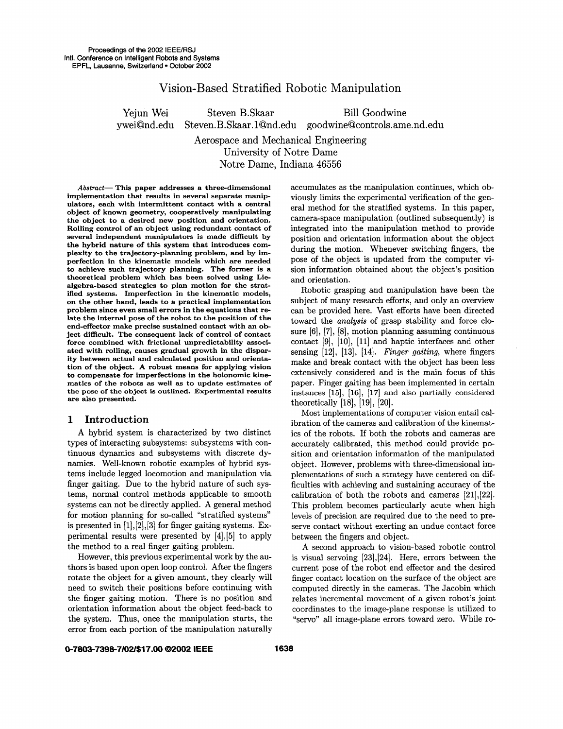# Vision-Based Stratified Robotic Manipulation

Yejun Wei — ywei@nd.edu
Steven B.Skaar — Steven.B.Skaar.1@nd.edu
Bill Goodwine — goodwine@controls.ame.nd.edu

Aerospace and Mechanical Engineering
University of Notre Dame
Notre Dame, Indiana 46556

***Abstract*— This paper addresses a three-dimensional implementation that results in several separate manipulators, each with intermittent contact with a central object of known geometry, cooperatively manipulating the object to a desired new position and orientation. Rolling control of an object using redundant contact of several independent manipulators is made difficult by the hybrid nature of this system that introduces complexity to the trajectory-planning problem, and by imperfection in the kinematic models which are needed to achieve such trajectory planning. The former is a theoretical problem which has been solved using Lie-algebra-based strategies to plan motion for the stratified systems. Imperfection in the kinematic models, on the other hand, leads to a practical implementation problem since even small errors in the equations that relate the internal pose of the robot to the position of the end-effector make precise sustained contact with an object difficult. The consequent lack of control of contact force combined with frictional unpredictability associated with rolling, causes gradual growth in the disparity between actual and calculated position and orientation of the object. A robust means for applying vision to compensate for imperfections in the holonomic kinematics of the robots as well as to update estimates of the pose of the object is outlined. Experimental results are also presented.**

## 1 Introduction

A hybrid system is characterized by two distinct types of interacting subsystems: subsystems with continuous dynamics and subsystems with discrete dynamics. Well-known robotic examples of hybrid systems include legged locomotion and manipulation via finger gaiting. Due to the hybrid nature of such systems, normal control methods applicable to smooth systems can not be directly applied. A general method for motion planning for so-called "stratified systems" is presented in [1],[2],[3] for finger gaiting systems. Experimental results were presented by [4],[5] to apply the method to a real finger gaiting problem.

However, this previous experimental work by the authors is based upon open loop control. After the fingers rotate the object for a given amount, they clearly will need to switch their positions before continuing with the finger gaiting motion. There is no position and orientation information about the object feed-back to the system. Thus, once the manipulation starts, the error from each portion of the manipulation naturally accumulates as the manipulation continues, which obviously limits the experimental verification of the general method for the stratified systems. In this paper, camera-space manipulation (outlined subsequently) is integrated into the manipulation method to provide position and orientation information about the object during the motion. Whenever switching fingers, the pose of the object is updated from the computer vision information obtained about the object's position and orientation.

Robotic grasping and manipulation have been the subject of many research efforts, and only an overview can be provided here. Vast efforts have been directed toward the *analysis* of grasp stability and force closure [6], [7], [8], motion planning assuming continuous contact [9], [10], [11] and haptic interfaces and other sensing [12], [13], [14]. *Finger gaiting*, where fingers make and break contact with the object has been less extensively considered and is the main focus of this paper. Finger gaiting has been implemented in certain instances [15], [16], [17] and also partially considered theoretically [18], [19], [20].

Most implementations of computer vision entail calibration of the cameras and calibration of the kinematics of the robots. If both the robots and cameras are accurately calibrated, this method could provide position and orientation information of the manipulated object. However, problems with three-dimensional implementations of such a strategy have centered on difficulties with achieving and sustaining accuracy of the calibration of both the robots and cameras [21],[22]. This problem becomes particularly acute when high levels of precision are required due to the need to preserve contact without exerting an undue contact force between the fingers and object.

A second approach to vision-based robotic control is visual servoing [23],[24]. Here, errors between the current pose of the robot end effector and the desired finger contact location on the surface of the object are computed directly in the cameras. The Jacobin which relates incremental movement of a given robot's joint coordinates to the image-plane response is utilized to "servo" all image-plane errors toward zero. While ro-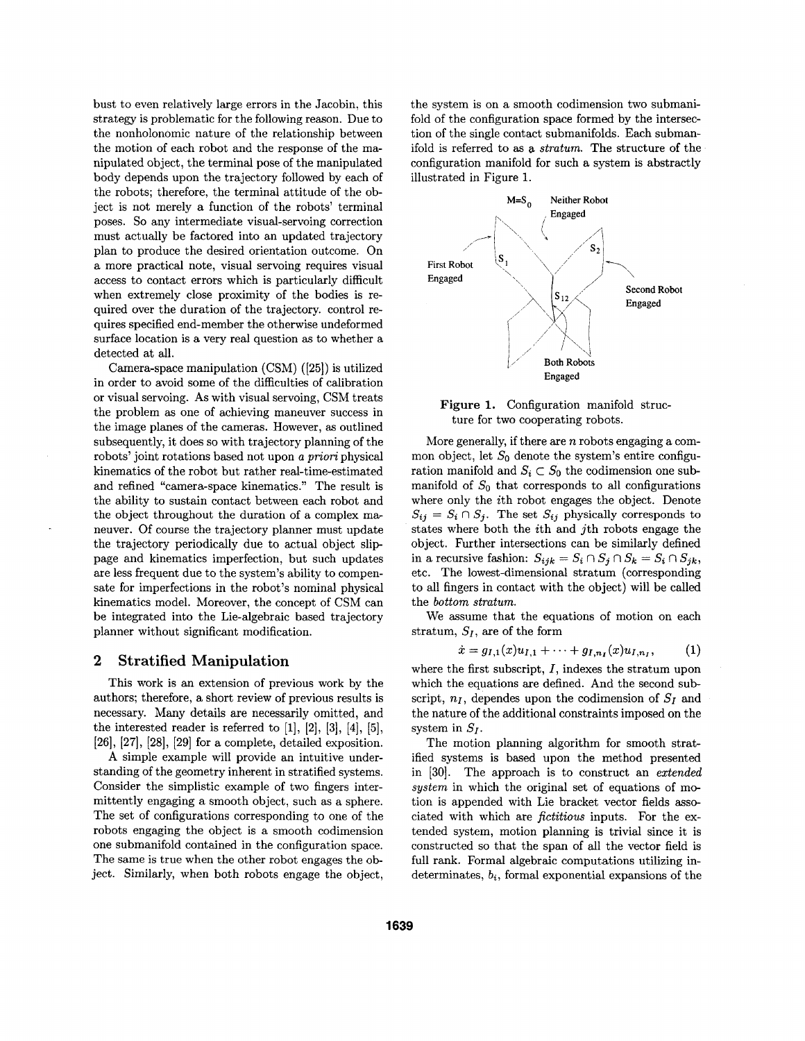bust to even relatively large errors in the Jacobin, this strategy is problematic for the following reason. Due to the nonholonomic nature of the relationship between the motion of each robot and the response of the manipulated object, the terminal pose of the manipulated body depends upon the trajectory followed by each of the robots; therefore, the terminal attitude of the object is not merely a function of the robots' terminal poses. So any intermediate visual-servoing correction must actually be factored into an updated trajectory plan to produce the desired orientation outcome. On a more practical note, visual servoing requires visual access to contact errors which is particularly difficult when extremely close proximity of the bodies is required over the duration of the trajectory. control requires specified end-member the otherwise undeformed surface location is a very real question as to whether a detected at all.

Camera-space manipulation (CSM) ([25]) is utilized in order to avoid some of the difficulties of calibration or visual servoing. As with visual servoing, CSM treats the problem as one of achieving maneuver success in the image planes of the cameras. However, as outlined subsequently, it does so with trajectory planning of the robots' joint rotations based not upon *a priori* physical kinematics of the robot but rather real-time-estimated and refined "camera-space kinematics." The result is the ability to sustain contact between each robot and the object throughout the duration of a complex maneuver. Of course the trajectory planner must update the trajectory periodically due to actual object slippage and kinematics imperfection, but such updates are less frequent due to the system's ability to compensate for imperfections in the robot's nominal physical kinematics model. Moreover, the concept of CSM can be integrated into the Lie-algebraic based trajectory planner without significant modification.

## 2 Stratified Manipulation

This work is an extension of previous work by the authors; therefore, a short review of previous results is necessary. Many details are necessarily omitted, and the interested reader is referred to [1], [2], [3], [4], [5], [26], [27], [28], [29] for a complete, detailed exposition.

A simple example will provide an intuitive understanding of the geometry inherent in stratified systems. Consider the simplistic example of two fingers intermittently engaging a smooth object, such as a sphere. The set of configurations corresponding to one of the robots engaging the object is a smooth codimension one submanifold contained in the configuration space. The same is true when the other robot engages the object. Similarly, when both robots engage the object, the system is on a smooth codimension two submanifold of the configuration space formed by the intersection of the single contact submanifolds. Each submanifold is referred to as a *stratum*. The structure of the configuration manifold for such a system is abstractly illustrated in Figure 1.

**Figure 1.** Configuration manifold structure for two cooperating robots.

More generally, if there are $n$ robots engaging a common object, let $S_0$ denote the system's entire configuration manifold and $S_i \subset S_0$ the codimension one submanifold of $S_0$ that corresponds to all configurations where only the $i$th robot engages the object. Denote $S_{ij} = S_i \cap S_j$. The set $S_{ij}$ physically corresponds to states where both the $i$th and $j$th robots engage the object. Further intersections can be similarly defined in a recursive fashion: $S_{ijk} = S_i \cap S_j \cap S_k = S_i \cap S_{jk}$, etc. The lowest-dimensional stratum (corresponding to all fingers in contact with the object) will be called the *bottom stratum*.

We assume that the equations of motion on each stratum, $S_I$, are of the form

$$\dot{x} = g_{I,1}(x)u_{I,1} + \cdots + g_{I,n_I}(x)u_{I,n_I}, \qquad (1)$$

where the first subscript, $I$, indexes the stratum upon which the equations are defined. And the second subscript, $n_I$, dependes upon the codimension of $S_I$ and the nature of the additional constraints imposed on the system in $S_I$.

The motion planning algorithm for smooth stratified systems is based upon the method presented in [30]. The approach is to construct an *extended system* in which the original set of equations of motion is appended with Lie bracket vector fields associated with which are *fictitious* inputs. For the extended system, motion planning is trivial since it is constructed so that the span of all the vector field is full rank. Formal algebraic computations utilizing indeterminates, $b_i$, formal exponential expansions of the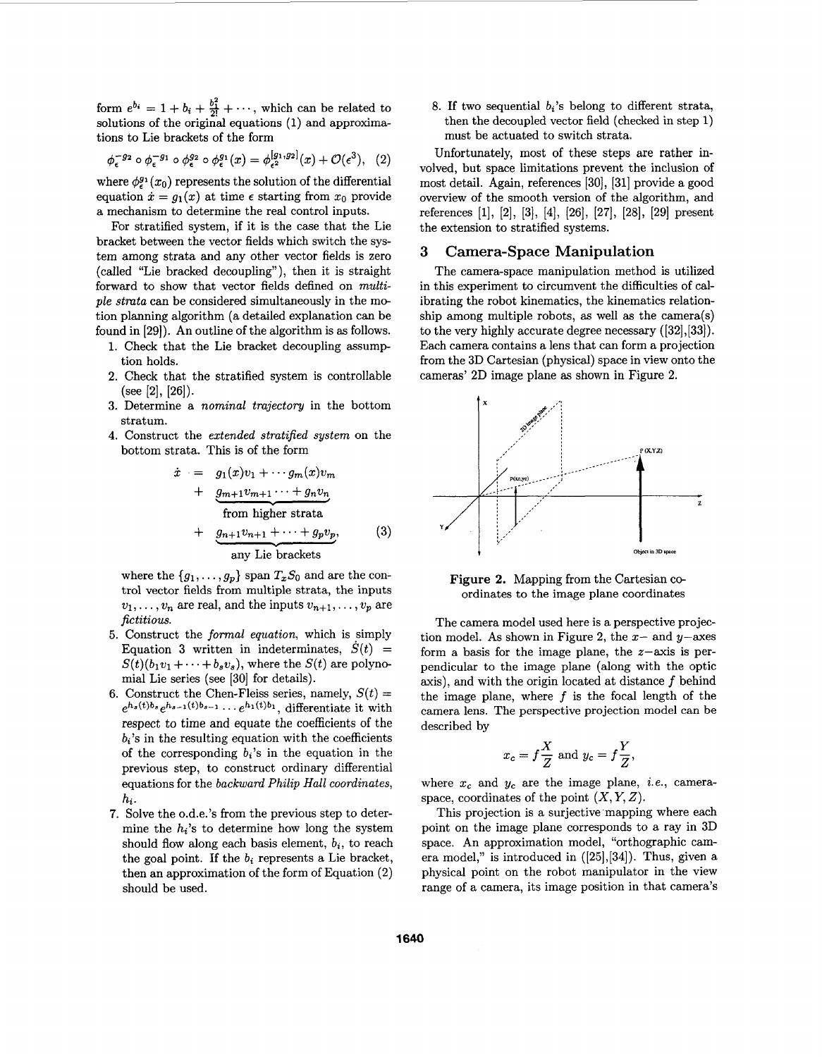form $e^{b_i} = 1 + b_i + \frac{b_i^2}{2!} + \cdots$, which can be related to solutions of the original equations (1) and approximations to Lie brackets of the form

$$\phi_\epsilon^{-g_2} \circ \phi_\epsilon^{-g_1} \circ \phi_\epsilon^{g_2} \circ \phi_\epsilon^{g_1}(x) = \phi_{\epsilon^2}^{[g_1,g_2]}(x) + \mathcal{O}(\epsilon^3), \quad (2)$$

where $\phi_\epsilon^{g_1}(x_0)$ represents the solution of the differential equation $\dot{x} = g_1(x)$ at time $\epsilon$ starting from $x_0$ provide a mechanism to determine the real control inputs.

For stratified system, if it is the case that the Lie bracket between the vector fields which switch the system among strata and any other vector fields is zero (called "Lie bracked decoupling"), then it is straight forward to show that vector fields defined on *multiple strata* can be considered simultaneously in the motion planning algorithm (a detailed explanation can be found in [29]). An outline of the algorithm is as follows.

1. Check that the Lie bracket decoupling assumption holds.
2. Check that the stratified system is controllable (see [2], [26]).
3. Determine a *nominal trajectory* in the bottom stratum.
4. Construct the *extended stratified system* on the bottom strata. This is of the form

$$\begin{aligned} \dot{x} &= g_1(x)v_1 + \cdots g_m(x)v_m \\ &+ \underbrace{g_{m+1}v_{m+1} \cdots + g_n v_n}_{\text{from higher strata}} \\ &+ \underbrace{g_{n+1}v_{n+1} + \cdots + g_p v_p}_{\text{any Lie brackets}}, \end{aligned} \quad (3)$$

   where the $\{g_1, \ldots, g_p\}$ span $T_x S_0$ and are the control vector fields from multiple strata, the inputs $v_1, \ldots, v_n$ are real, and the inputs $v_{n+1}, \ldots, v_p$ are *fictitious*.
5. Construct the *formal equation*, which is simply Equation 3 written in indeterminates, $\dot{S}(t) = S(t)(b_1 v_1 + \cdots + b_s v_s)$, where the $S(t)$ are polynomial Lie series (see [30] for details).
6. Construct the Chen-Fleiss series, namely, $S(t) = e^{h_s(t)b_s} e^{h_{s-1}(t)b_{s-1}} \cdots e^{h_1(t)b_1}$, differentiate it with respect to time and equate the coefficients of the $b_i$'s in the resulting equation with the coefficients of the corresponding $b_i$'s in the equation in the previous step, to construct ordinary differential equations for the *backward Philip Hall coordinates*, $h_i$.
7. Solve the o.d.e.'s from the previous step to determine the $h_i$'s to determine how long the system should flow along each basis element, $b_i$, to reach the goal point. If the $b_i$ represents a Lie bracket, then an approximation of the form of Equation (2) should be used.
8. If two sequential $b_i$'s belong to different strata, then the decoupled vector field (checked in step 1) must be actuated to switch strata.

Unfortunately, most of these steps are rather involved, but space limitations prevent the inclusion of most detail. Again, references [30], [31] provide a good overview of the smooth version of the algorithm, and references [1], [2], [3], [4], [26], [27], [28], [29] present the extension to stratified systems.

## 3 Camera-Space Manipulation

The camera-space manipulation method is utilized in this experiment to circumvent the difficulties of calibrating the robot kinematics, the kinematics relationship among multiple robots, as well as the camera(s) to the very highly accurate degree necessary ([32],[33]). Each camera contains a lens that can form a projection from the 3D Cartesian (physical) space in view onto the cameras' 2D image plane as shown in Figure 2.

**Figure 2.** Mapping from the Cartesian coordinates to the image plane coordinates

The camera model used here is a perspective projection model. As shown in Figure 2, the $x-$ and $y-$axes form a basis for the image plane, the $z-$axis is perpendicular to the image plane (along with the optic axis), and with the origin located at distance $f$ behind the image plane, where $f$ is the focal length of the camera lens. The perspective projection model can be described by

$$x_c = f\frac{X}{Z} \text{ and } y_c = f\frac{Y}{Z},$$

where $x_c$ and $y_c$ are the image plane, *i.e.*, camera-space, coordinates of the point $(X, Y, Z)$.

This projection is a surjective mapping where each point on the image plane corresponds to a ray in 3D space. An approximation model, "orthographic camera model," is introduced in ([25],[34]). Thus, given a physical point on the robot manipulator in the view range of a camera, its image position in that camera's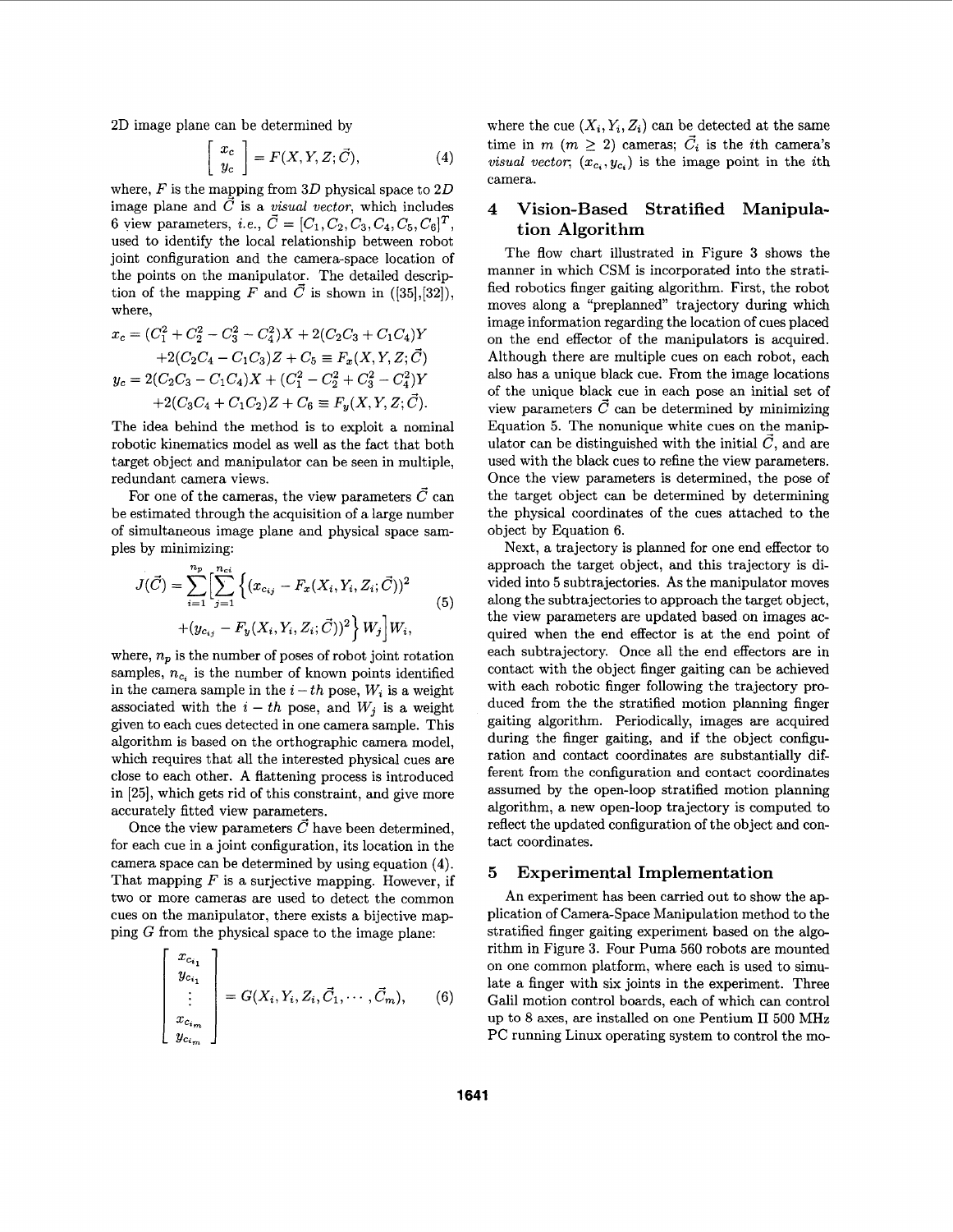2D image plane can be determined by

$$\begin{bmatrix} x_c \\ y_c \end{bmatrix} = F(X, Y, Z; \vec{C}), \tag{4}$$

where, $F$ is the mapping from $3D$ physical space to $2D$ image plane and $\vec{C}$ is a *visual vector*, which includes 6 view parameters, *i.e.*, $\vec{C} = [C_1, C_2, C_3, C_4, C_5, C_6]^T$, used to identify the local relationship between robot joint configuration and the camera-space location of the points on the manipulator. The detailed description of the mapping $F$ and $\vec{C}$ is shown in ([35],[32]), where,

$$\begin{aligned} x_c = &(C_1^2 + C_2^2 - C_3^2 - C_4^2)X + 2(C_2C_3 + C_1C_4)Y \\ &+2(C_2C_4 - C_1C_3)Z + C_5 \equiv F_x(X, Y, Z; \vec{C}) \\ y_c = &2(C_2C_3 - C_1C_4)X + (C_1^2 - C_2^2 + C_3^2 - C_4^2)Y \\ &+2(C_3C_4 + C_1C_2)Z + C_6 \equiv F_y(X, Y, Z; \vec{C}). \end{aligned}$$

The idea behind the method is to exploit a nominal robotic kinematics model as well as the fact that both target object and manipulator can be seen in multiple, redundant camera views.

For one of the cameras, the view parameters $\vec{C}$ can be estimated through the acquisition of a large number of simultaneous image plane and physical space samples by minimizing:

$$\begin{aligned} J(\vec{C}) = \sum_{i=1}^{n_p}\Big[\sum_{j=1}^{n_{ci}}\Big\{&(x_{c_{ij}} - F_x(X_i, Y_i, Z_i; \vec{C}))^2 \\ &+(y_{c_{ij}} - F_y(X_i, Y_i, Z_i; \vec{C}))^2\Big\} W_j\Big] W_i, \end{aligned} \tag{5}$$

where, $n_p$ is the number of poses of robot joint rotation samples, $n_{c_i}$ is the number of known points identified in the camera sample in the $i-th$ pose, $W_i$ is a weight associated with the $i-th$ pose, and $W_j$ is a weight given to each cues detected in one camera sample. This algorithm is based on the orthographic camera model, which requires that all the interested physical cues are close to each other. A flattening process is introduced in [25], which gets rid of this constraint, and give more accurately fitted view parameters.

Once the view parameters $\vec{C}$ have been determined, for each cue in a joint configuration, its location in the camera space can be determined by using equation (4). That mapping $F$ is a surjective mapping. However, if two or more cameras are used to detect the common cues on the manipulator, there exists a bijective mapping $G$ from the physical space to the image plane:

$$\begin{bmatrix} x_{c_{i_1}} \\ y_{c_{i_1}} \\ \vdots \\ x_{c_{i_m}} \\ y_{c_{i_m}} \end{bmatrix} = G(X_i, Y_i, Z_i, \vec{C}_1, \cdots, \vec{C}_m), \tag{6}$$

where the cue $(X_i, Y_i, Z_i)$ can be detected at the same time in $m$ $(m \geq 2)$ cameras; $\vec{C}_i$ is the $i$th camera's *visual vector*; $(x_{c_i}, y_{c_i})$ is the image point in the $i$th camera.

## 4 Vision-Based Stratified Manipulation Algorithm

The flow chart illustrated in Figure 3 shows the manner in which CSM is incorporated into the stratified robotics finger gaiting algorithm. First, the robot moves along a "preplanned" trajectory during which image information regarding the location of cues placed on the end effector of the manipulators is acquired. Although there are multiple cues on each robot, each also has a unique black cue. From the image locations of the unique black cue in each pose an initial set of view parameters $\vec{C}$ can be determined by minimizing Equation 5. The nonunique white cues on the manipulator can be distinguished with the initial $\vec{C}$, and are used with the black cues to refine the view parameters. Once the view parameters is determined, the pose of the target object can be determined by determining the physical coordinates of the cues attached to the object by Equation 6.

Next, a trajectory is planned for one end effector to approach the target object, and this trajectory is divided into 5 subtrajectories. As the manipulator moves along the subtrajectories to approach the target object, the view parameters are updated based on images acquired when the end effector is at the end point of each subtrajectory. Once all the end effectors are in contact with the object finger gaiting can be achieved with each robotic finger following the trajectory produced from the the stratified motion planning finger gaiting algorithm. Periodically, images are acquired during the finger gaiting, and if the object configuration and contact coordinates are substantially different from the configuration and contact coordinates assumed by the open-loop stratified motion planning algorithm, a new open-loop trajectory is computed to reflect the updated configuration of the object and contact coordinates.

## 5 Experimental Implementation

An experiment has been carried out to show the application of Camera-Space Manipulation method to the stratified finger gaiting experiment based on the algorithm in Figure 3. Four Puma 560 robots are mounted on one common platform, where each is used to simulate a finger with six joints in the experiment. Three Galil motion control boards, each of which can control up to 8 axes, are installed on one Pentium II 500 MHz PC running Linux operating system to control the mo-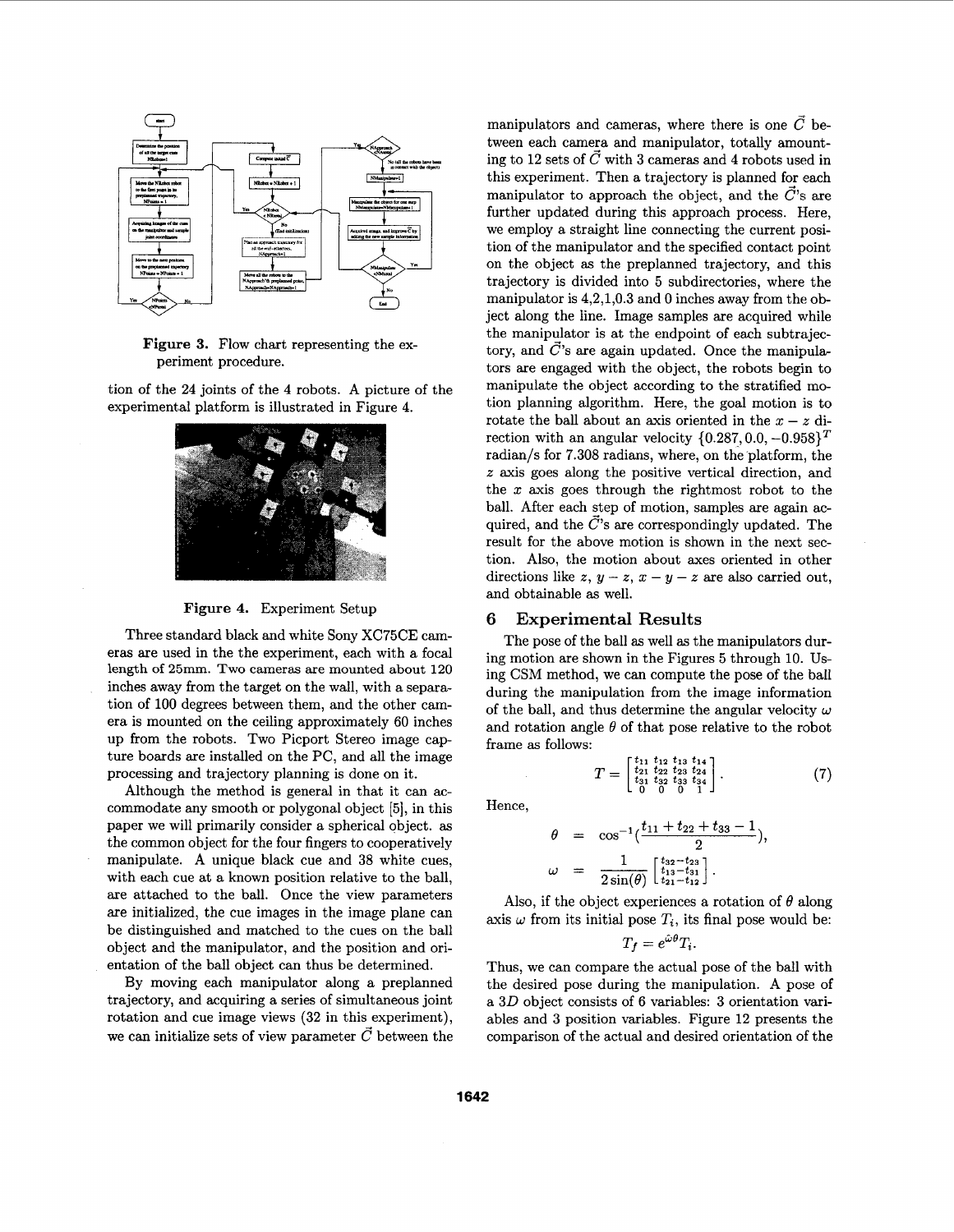Figure 3. Flow chart representing the experiment procedure.

tion of the 24 joints of the 4 robots. A picture of the experimental platform is illustrated in Figure 4.

Figure 4. Experiment Setup

Three standard black and white Sony XC75CE cameras are used in the the experiment, each with a focal length of 25mm. Two cameras are mounted about 120 inches away from the target on the wall, with a separation of 100 degrees between them, and the other camera is mounted on the ceiling approximately 60 inches up from the robots. Two Picport Stereo image capture boards are installed on the PC, and all the image processing and trajectory planning is done on it.

Although the method is general in that it can accommodate any smooth or polygonal object [5], in this paper we will primarily consider a spherical object. as the common object for the four fingers to cooperatively manipulate. A unique black cue and 38 white cues, with each cue at a known position relative to the ball, are attached to the ball. Once the view parameters are initialized, the cue images in the image plane can be distinguished and matched to the cues on the ball object and the manipulator, and the position and orientation of the ball object can thus be determined.

By moving each manipulator along a preplanned trajectory, and acquiring a series of simultaneous joint rotation and cue image views (32 in this experiment), we can initialize sets of view parameter $\vec{C}$ between the manipulators and cameras, where there is one $\vec{C}$ between each camera and manipulator, totally amounting to 12 sets of $\vec{C}$ with 3 cameras and 4 robots used in this experiment. Then a trajectory is planned for each manipulator to approach the object, and the $\vec{C}$'s are further updated during this approach process. Here, we employ a straight line connecting the current position of the manipulator and the specified contact point on the object as the preplanned trajectory, and this trajectory is divided into 5 subdirectories, where the manipulator is 4,2,1,0.3 and 0 inches away from the object along the line. Image samples are acquired while the manipulator is at the endpoint of each subtrajectory, and $\vec{C}$'s are again updated. Once the manipulators are engaged with the object, the robots begin to manipulate the object according to the stratified motion planning algorithm. Here, the goal motion is to rotate the ball about an axis oriented in the $x-z$ direction with an angular velocity $\{0.287, 0.0, -0.958\}^T$ radian/s for 7.308 radians, where, on the platform, the $z$ axis goes along the positive vertical direction, and the $x$ axis goes through the rightmost robot to the ball. After each step of motion, samples are again acquired, and the $\vec{C}$'s are correspondingly updated. The result for the above motion is shown in the next section. Also, the motion about axes oriented in other directions like $z$, $y-z$, $x-y-z$ are also carried out, and obtainable as well.

## 6 Experimental Results

The pose of the ball as well as the manipulators during motion are shown in the Figures 5 through 10. Using CSM method, we can compute the pose of the ball during the manipulation from the image information of the ball, and thus determine the angular velocity $\omega$ and rotation angle $\theta$ of that pose relative to the robot frame as follows:

$$T = \begin{bmatrix} t_{11} & t_{12} & t_{13} & t_{14} \\ t_{21} & t_{22} & t_{23} & t_{24} \\ t_{31} & t_{32} & t_{33} & t_{34} \\ 0 & 0 & 0 & 1 \end{bmatrix}. \quad (7)$$

Hence,

$$\theta = \cos^{-1}\left(\frac{t_{11}+t_{22}+t_{33}-1}{2}\right),$$

$$\omega = \frac{1}{2\sin(\theta)} \begin{bmatrix} t_{32}-t_{23} \\ t_{13}-t_{31} \\ t_{21}-t_{12} \end{bmatrix}.$$

Also, if the object experiences a rotation of $\theta$ along axis $\omega$ from its initial pose $T_i$, its final pose would be:

$$T_f = e^{\hat{\omega}\theta} T_i.$$

Thus, we can compare the actual pose of the ball with the desired pose during the manipulation. A pose of a $3D$ object consists of 6 variables: 3 orientation variables and 3 position variables. Figure 12 presents the comparison of the actual and desired orientation of the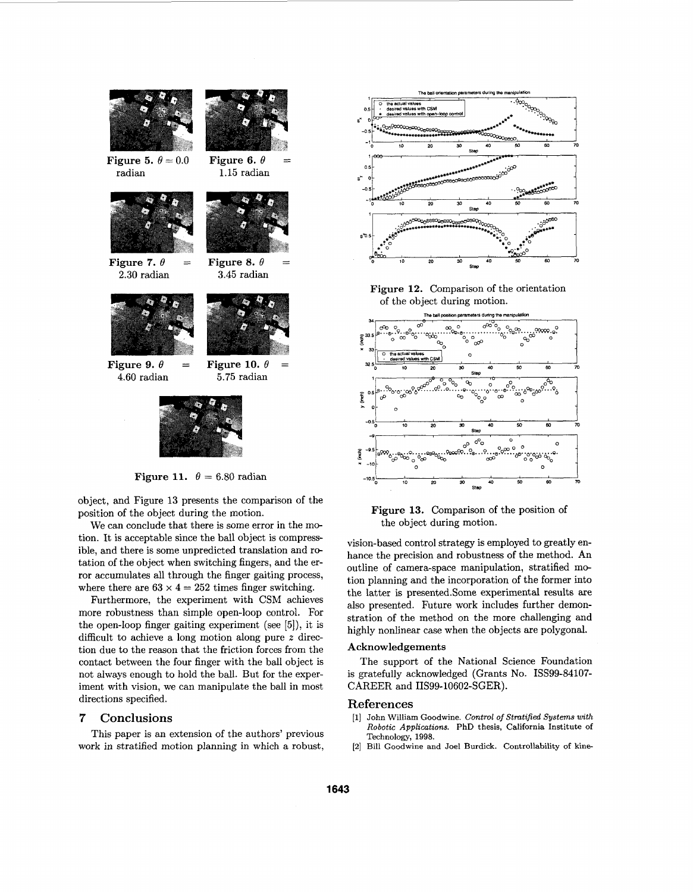Figure 5. $\theta = 0.0$ radian

Figure 6. $\theta = 1.15$ radian

Figure 7. $\theta = 2.30$ radian

Figure 8. $\theta = 3.45$ radian

Figure 9. $\theta = 4.60$ radian

Figure 10. $\theta = 5.75$ radian

Figure 11. $\theta = 6.80$ radian

object, and Figure 13 presents the comparison of the position of the object during the motion.

We can conclude that there is some error in the motion. It is acceptable since the ball object is compressible, and there is some unpredicted translation and rotation of the object when switching fingers, and the error accumulates all through the finger gaiting process, where there are $63 \times 4 = 252$ times finger switching.

Furthermore, the experiment with CSM achieves more robustness than simple open-loop control. For the open-loop finger gaiting experiment (see [5]), it is difficult to achieve a long motion along pure $z$ direction due to the reason that the friction forces from the contact between the four finger with the ball object is not always enough to hold the ball. But for the experiment with vision, we can manipulate the ball in most directions specified.

## 7 Conclusions

This paper is an extension of the authors' previous work in stratified motion planning in which a robust, vision-based control strategy is employed to greatly enhance the precision and robustness of the method. An outline of camera-space manipulation, stratified motion planning and the incorporation of the former into the latter is presented.Some experimental results are also presented. Future work includes further demonstration of the method on the more challenging and highly nonlinear case when the objects are polygonal.

Figure 12. Comparison of the orientation of the object during motion.

Figure 13. Comparison of the position of the object during motion.

### Acknowledgements

The support of the National Science Foundation is gratefully acknowledged (Grants No. ISS99-84107-CAREER and IIS99-10602-SGER).

## References

[1] John William Goodwine. *Control of Stratified Systems with Robotic Applications.* PhD thesis, California Institute of Technology, 1998.

[2] Bill Goodwine and Joel Burdick. Controllability of kine-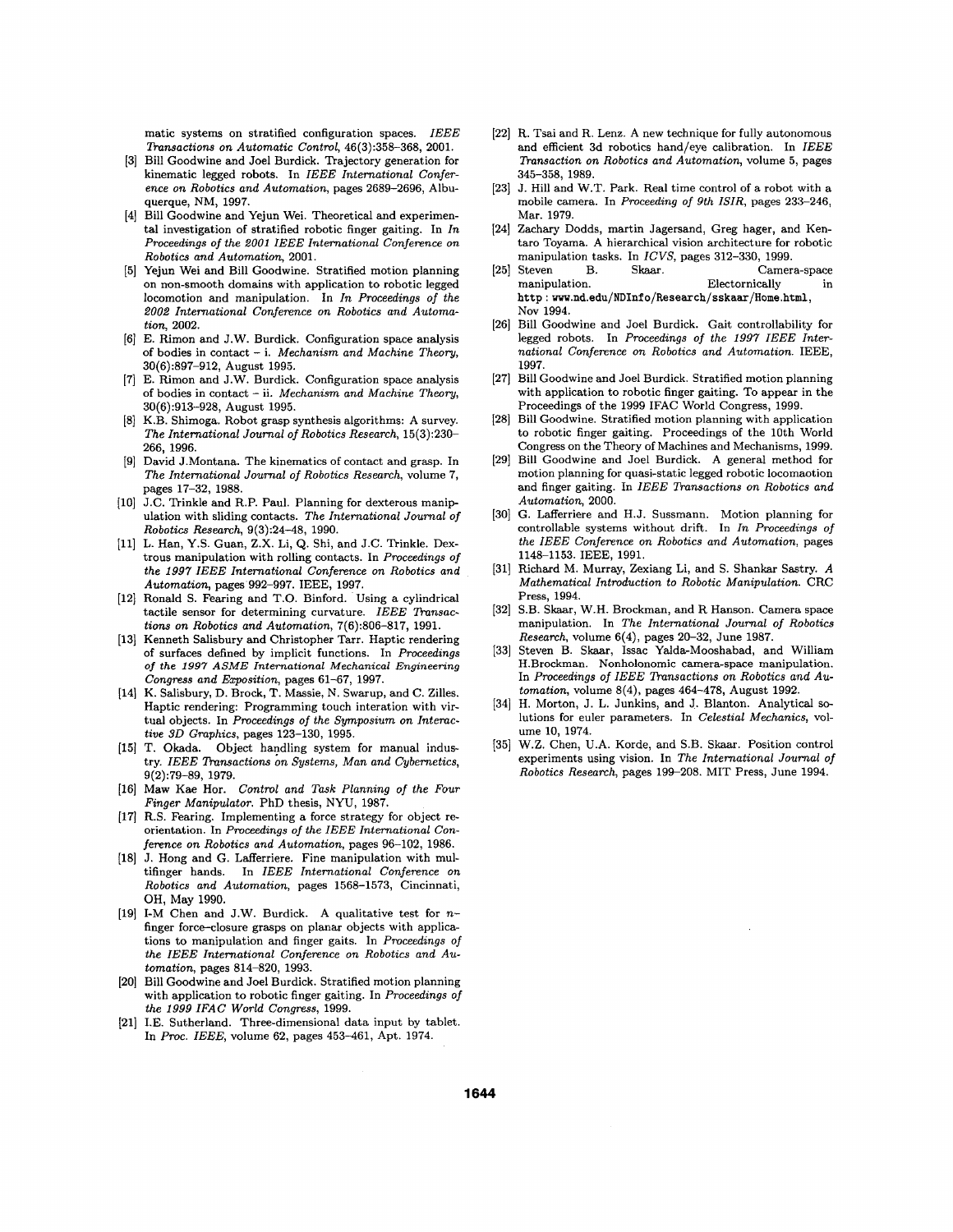matic systems on stratified configuration spaces. *IEEE Transactions on Automatic Control*, 46(3):358–368, 2001.

[3] Bill Goodwine and Joel Burdick. Trajectory generation for kinematic legged robots. In *IEEE International Conference on Robotics and Automation*, pages 2689–2696, Albuquerque, NM, 1997.

[4] Bill Goodwine and Yejun Wei. Theoretical and experimental investigation of stratified robotic finger gaiting. In *In Proceedings of the 2001 IEEE International Conference on Robotics and Automation*, 2001.

[5] Yejun Wei and Bill Goodwine. Stratified motion planning on non-smooth domains with application to robotic legged locomotion and manipulation. In *In Proceedings of the 2002 International Conference on Robotics and Automation*, 2002.

[6] E. Rimon and J.W. Burdick. Configuration space analysis of bodies in contact – i. *Mechanism and Machine Theory*, 30(6):897–912, August 1995.

[7] E. Rimon and J.W. Burdick. Configuration space analysis of bodies in contact – ii. *Mechanism and Machine Theory*, 30(6):913–928, August 1995.

[8] K.B. Shimoga. Robot grasp synthesis algorithms: A survey. *The International Journal of Robotics Research*, 15(3):230–266, 1996.

[9] David J.Montana. The kinematics of contact and grasp. In *The International Journal of Robotics Research*, volume 7, pages 17–32, 1988.

[10] J.C. Trinkle and R.P. Paul. Planning for dexterous manipulation with sliding contacts. *The International Journal of Robotics Research*, 9(3):24–48, 1990.

[11] L. Han, Y.S. Guan, Z.X. Li, Q. Shi, and J.C. Trinkle. Dextrous manipulation with rolling contacts. In *Proceedings of the 1997 IEEE International Conference on Robotics and Automation*, pages 992–997. IEEE, 1997.

[12] Ronald S. Fearing and T.O. Binford. Using a cylindrical tactile sensor for determining curvature. *IEEE Transactions on Robotics and Automation*, 7(6):806–817, 1991.

[13] Kenneth Salisbury and Christopher Tarr. Haptic rendering of surfaces defined by implicit functions. In *Proceedings of the 1997 ASME International Mechanical Engineering Congress and Exposition*, pages 61–67, 1997.

[14] K. Salisbury, D. Brock, T. Massie, N. Swarup, and C. Zilles. Haptic rendering: Programming touch interation with virtual objects. In *Proceedings of the Symposium on Interactive 3D Graphics*, pages 123–130, 1995.

[15] T. Okada. Object handling system for manual industry. *IEEE Transactions on Systems, Man and Cybernetics*, 9(2):79–89, 1979.

[16] Maw Kae Hor. *Control and Task Planning of the Four Finger Manipulator.* PhD thesis, NYU, 1987.

[17] R.S. Fearing. Implementing a force strategy for object reorientation. In *Proceedings of the IEEE International Conference on Robotics and Automation*, pages 96–102, 1986.

[18] J. Hong and G. Lafferriere. Fine manipulation with multifinger hands. In *IEEE International Conference on Robotics and Automation*, pages 1568–1573, Cincinnati, OH, May 1990.

[19] I-M Chen and J.W. Burdick. A qualitative test for $n$-finger force–closure grasps on planar objects with applications to manipulation and finger gaits. In *Proceedings of the IEEE International Conference on Robotics and Automation*, pages 814–820, 1993.

[20] Bill Goodwine and Joel Burdick. Stratified motion planning with application to robotic finger gaiting. In *Proceedings of the 1999 IFAC World Congress*, 1999.

[21] I.E. Sutherland. Three-dimensional data input by tablet. In *Proc. IEEE*, volume 62, pages 453–461, Apt. 1974.

[22] R. Tsai and R. Lenz. A new technique for fully autonomous and efficient 3d robotics hand/eye calibration. In *IEEE Transaction on Robotics and Automation*, volume 5, pages 345–358, 1989.

[23] J. Hill and W.T. Park. Real time control of a robot with a mobile camera. In *Proceeding of 9th ISIR*, pages 233–246, Mar. 1979.

[24] Zachary Dodds, martin Jagersand, Greg hager, and Kentaro Toyama. A hierarchical vision architecture for robotic manipulation tasks. In *ICVS*, pages 312–330, 1999.

[25] Steven B. Skaar. Camera-space manipulation. Electronically in `http://www.nd.edu/NDInfo/Research/sskaar/Home.html`, Nov 1994.

[26] Bill Goodwine and Joel Burdick. Gait controllability for legged robots. In *Proceedings of the 1997 IEEE International Conference on Robotics and Automation*. IEEE, 1997.

[27] Bill Goodwine and Joel Burdick. Stratified motion planning with application to robotic finger gaiting. To appear in the Proceedings of the 1999 IFAC World Congress, 1999.

[28] Bill Goodwine. Stratified motion planning with application to robotic finger gaiting. Proceedings of the 10th World Congress on the Theory of Machines and Mechanisms, 1999.

[29] Bill Goodwine and Joel Burdick. A general method for motion planning for quasi-static legged robotic locomaotion and finger gaiting. In *IEEE Transactions on Robotics and Automation*, 2000.

[30] G. Lafferriere and H.J. Sussmann. Motion planning for controllable systems without drift. In *In Proceedings of the IEEE Conference on Robotics and Automation*, pages 1148–1153. IEEE, 1991.

[31] Richard M. Murray, Zexiang Li, and S. Shankar Sastry. *A Mathematical Introduction to Robotic Manipulation.* CRC Press, 1994.

[32] S.B. Skaar, W.H. Brockman, and R Hanson. Camera space manipulation. In *The International Journal of Robotics Research*, volume 6(4), pages 20–32, June 1987.

[33] Steven B. Skaar, Issac Yalda-Mooshabad, and William H.Brockman. Nonholonomic camera-space manipulation. In *Proceedings of IEEE Transactions on Robotics and Automation*, volume 8(4), pages 464–478, August 1992.

[34] H. Morton, J. L. Junkins, and J. Blanton. Analytical solutions for euler parameters. In *Celestial Mechanics*, volume 10, 1974.

[35] W.Z. Chen, U.A. Korde, and S.B. Skaar. Position control experiments using vision. In *The International Journal of Robotics Research*, pages 199–208. MIT Press, June 1994.